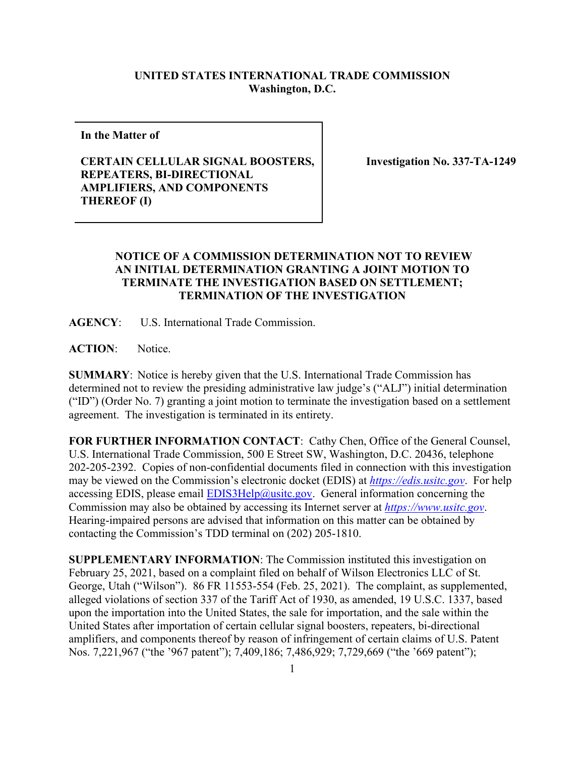**UNITED STATES INTERNATIONAL TRADE COMMISSION**
**Washington, D.C.**

| In the Matter of<br><br>**CERTAIN CELLULAR SIGNAL BOOSTERS, REPEATERS, BI-DIRECTIONAL AMPLIFIERS, AND COMPONENTS THEREOF (I)** | **Investigation No. 337-TA-1249** |
| --- | --- |

**NOTICE OF A COMMISSION DETERMINATION NOT TO REVIEW AN INITIAL DETERMINATION GRANTING A JOINT MOTION TO TERMINATE THE INVESTIGATION BASED ON SETTLEMENT; TERMINATION OF THE INVESTIGATION**

**AGENCY**: U.S. International Trade Commission.

**ACTION**: Notice.

**SUMMARY**: Notice is hereby given that the U.S. International Trade Commission has determined not to review the presiding administrative law judge's ("ALJ") initial determination ("ID") (Order No. 7) granting a joint motion to terminate the investigation based on a settlement agreement. The investigation is terminated in its entirety.

**FOR FURTHER INFORMATION CONTACT**: Cathy Chen, Office of the General Counsel, U.S. International Trade Commission, 500 E Street SW, Washington, D.C. 20436, telephone 202-205-2392. Copies of non-confidential documents filed in connection with this investigation may be viewed on the Commission's electronic docket (EDIS) at *https://edis.usitc.gov*. For help accessing EDIS, please email EDIS3Help@usitc.gov. General information concerning the Commission may also be obtained by accessing its Internet server at *https://www.usitc.gov*. Hearing-impaired persons are advised that information on this matter can be obtained by contacting the Commission's TDD terminal on (202) 205-1810.

**SUPPLEMENTARY INFORMATION**: The Commission instituted this investigation on February 25, 2021, based on a complaint filed on behalf of Wilson Electronics LLC of St. George, Utah ("Wilson"). 86 FR 11553-554 (Feb. 25, 2021). The complaint, as supplemented, alleged violations of section 337 of the Tariff Act of 1930, as amended, 19 U.S.C. 1337, based upon the importation into the United States, the sale for importation, and the sale within the United States after importation of certain cellular signal boosters, repeaters, bi-directional amplifiers, and components thereof by reason of infringement of certain claims of U.S. Patent Nos. 7,221,967 ("the '967 patent"); 7,409,186; 7,486,929; 7,729,669 ("the '669 patent");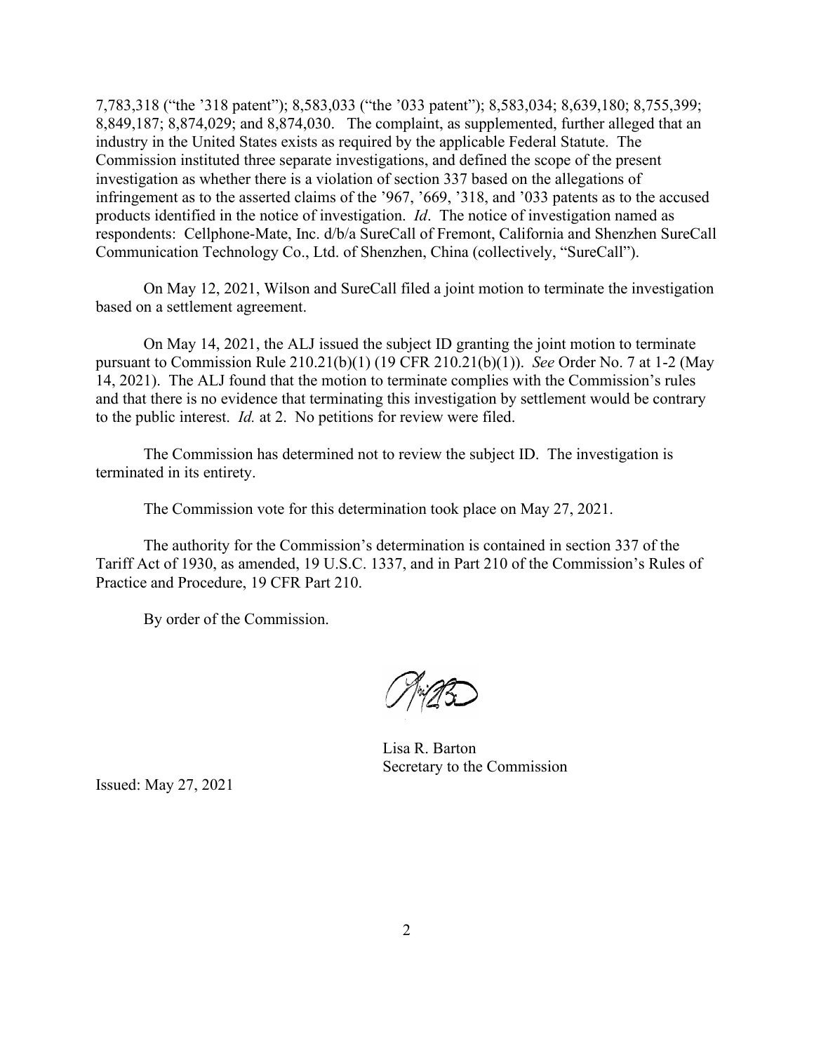7,783,318 ("the '318 patent"); 8,583,033 ("the '033 patent"); 8,583,034; 8,639,180; 8,755,399; 8,849,187; 8,874,029; and 8,874,030. The complaint, as supplemented, further alleged that an industry in the United States exists as required by the applicable Federal Statute. The Commission instituted three separate investigations, and defined the scope of the present investigation as whether there is a violation of section 337 based on the allegations of infringement as to the asserted claims of the '967, '669, '318, and '033 patents as to the accused products identified in the notice of investigation. *Id*. The notice of investigation named as respondents: Cellphone-Mate, Inc. d/b/a SureCall of Fremont, California and Shenzhen SureCall Communication Technology Co., Ltd. of Shenzhen, China (collectively, "SureCall").

On May 12, 2021, Wilson and SureCall filed a joint motion to terminate the investigation based on a settlement agreement.

On May 14, 2021, the ALJ issued the subject ID granting the joint motion to terminate pursuant to Commission Rule 210.21(b)(1) (19 CFR 210.21(b)(1)). *See* Order No. 7 at 1-2 (May 14, 2021). The ALJ found that the motion to terminate complies with the Commission's rules and that there is no evidence that terminating this investigation by settlement would be contrary to the public interest. *Id.* at 2. No petitions for review were filed.

The Commission has determined not to review the subject ID. The investigation is terminated in its entirety.

The Commission vote for this determination took place on May 27, 2021.

The authority for the Commission's determination is contained in section 337 of the Tariff Act of 1930, as amended, 19 U.S.C. 1337, and in Part 210 of the Commission's Rules of Practice and Procedure, 19 CFR Part 210.

By order of the Commission.

Lisa R. Barton
Secretary to the Commission

Issued: May 27, 2021